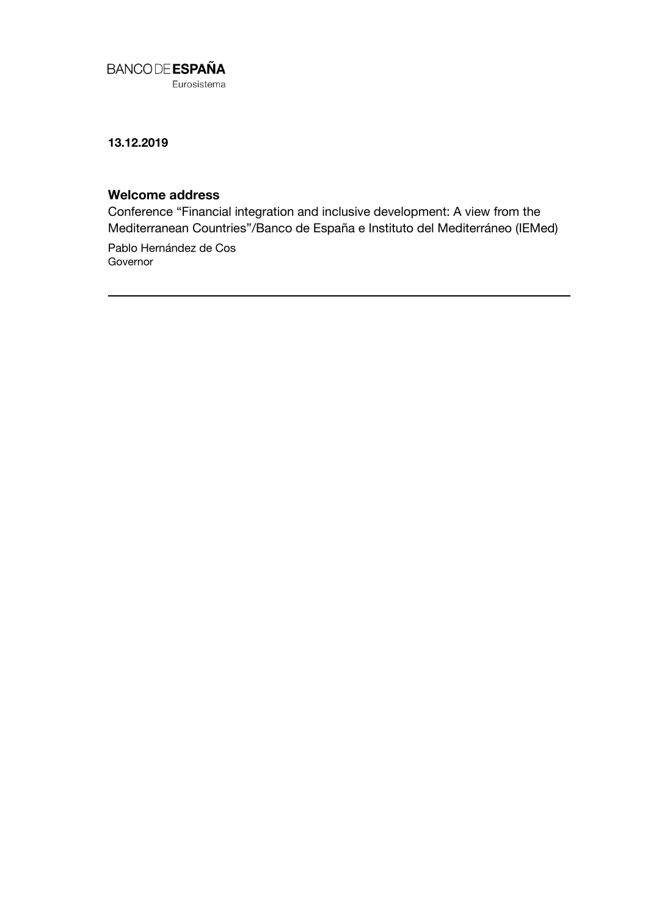BANCO DE **ESPAÑA**
Eurosistema

**13.12.2019**

## Welcome address

Conference "Financial integration and inclusive development: A view from the Mediterranean Countries"/Banco de España e Instituto del Mediterráneo (IEMed)

Pablo Hernández de Cos
Governor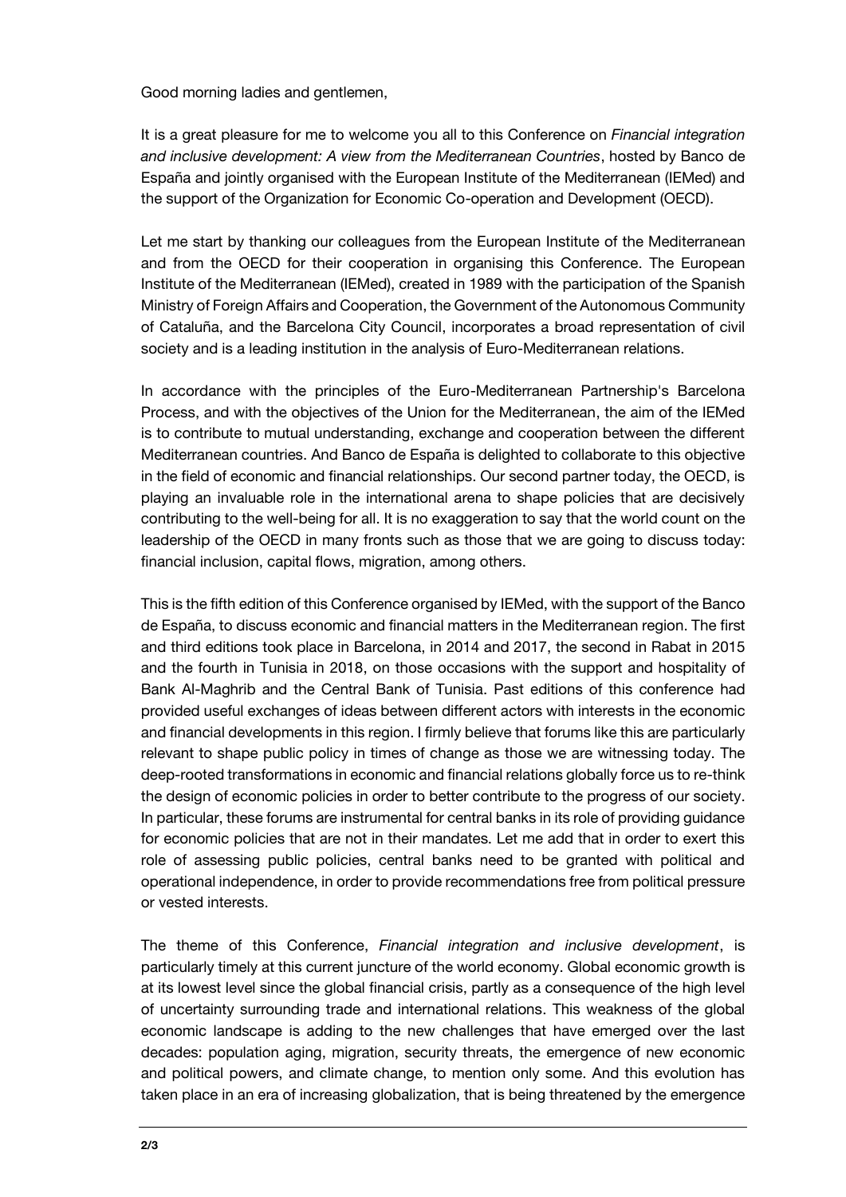Good morning ladies and gentlemen,

It is a great pleasure for me to welcome you all to this Conference on *Financial integration and inclusive development: A view from the Mediterranean Countries*, hosted by Banco de España and jointly organised with the European Institute of the Mediterranean (IEMed) and the support of the Organization for Economic Co-operation and Development (OECD).

Let me start by thanking our colleagues from the European Institute of the Mediterranean and from the OECD for their cooperation in organising this Conference. The European Institute of the Mediterranean (IEMed), created in 1989 with the participation of the Spanish Ministry of Foreign Affairs and Cooperation, the Government of the Autonomous Community of Cataluña, and the Barcelona City Council, incorporates a broad representation of civil society and is a leading institution in the analysis of Euro-Mediterranean relations.

In accordance with the principles of the Euro-Mediterranean Partnership's Barcelona Process, and with the objectives of the Union for the Mediterranean, the aim of the IEMed is to contribute to mutual understanding, exchange and cooperation between the different Mediterranean countries. And Banco de España is delighted to collaborate to this objective in the field of economic and financial relationships. Our second partner today, the OECD, is playing an invaluable role in the international arena to shape policies that are decisively contributing to the well-being for all. It is no exaggeration to say that the world count on the leadership of the OECD in many fronts such as those that we are going to discuss today: financial inclusion, capital flows, migration, among others.

This is the fifth edition of this Conference organised by IEMed, with the support of the Banco de España, to discuss economic and financial matters in the Mediterranean region. The first and third editions took place in Barcelona, in 2014 and 2017, the second in Rabat in 2015 and the fourth in Tunisia in 2018, on those occasions with the support and hospitality of Bank Al-Maghrib and the Central Bank of Tunisia. Past editions of this conference had provided useful exchanges of ideas between different actors with interests in the economic and financial developments in this region. I firmly believe that forums like this are particularly relevant to shape public policy in times of change as those we are witnessing today. The deep-rooted transformations in economic and financial relations globally force us to re-think the design of economic policies in order to better contribute to the progress of our society. In particular, these forums are instrumental for central banks in its role of providing guidance for economic policies that are not in their mandates. Let me add that in order to exert this role of assessing public policies, central banks need to be granted with political and operational independence, in order to provide recommendations free from political pressure or vested interests.

The theme of this Conference, *Financial integration and inclusive development*, is particularly timely at this current juncture of the world economy. Global economic growth is at its lowest level since the global financial crisis, partly as a consequence of the high level of uncertainty surrounding trade and international relations. This weakness of the global economic landscape is adding to the new challenges that have emerged over the last decades: population aging, migration, security threats, the emergence of new economic and political powers, and climate change, to mention only some. And this evolution has taken place in an era of increasing globalization, that is being threatened by the emergence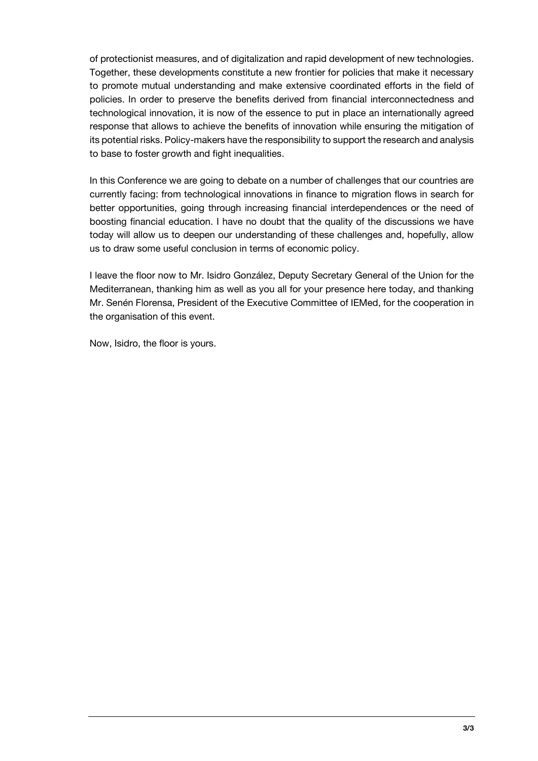of protectionist measures, and of digitalization and rapid development of new technologies. Together, these developments constitute a new frontier for policies that make it necessary to promote mutual understanding and make extensive coordinated efforts in the field of policies. In order to preserve the benefits derived from financial interconnectedness and technological innovation, it is now of the essence to put in place an internationally agreed response that allows to achieve the benefits of innovation while ensuring the mitigation of its potential risks. Policy-makers have the responsibility to support the research and analysis to base to foster growth and fight inequalities.

In this Conference we are going to debate on a number of challenges that our countries are currently facing: from technological innovations in finance to migration flows in search for better opportunities, going through increasing financial interdependences or the need of boosting financial education. I have no doubt that the quality of the discussions we have today will allow us to deepen our understanding of these challenges and, hopefully, allow us to draw some useful conclusion in terms of economic policy.

I leave the floor now to Mr. Isidro González, Deputy Secretary General of the Union for the Mediterranean, thanking him as well as you all for your presence here today, and thanking Mr. Senén Florensa, President of the Executive Committee of IEMed, for the cooperation in the organisation of this event.

Now, Isidro, the floor is yours.